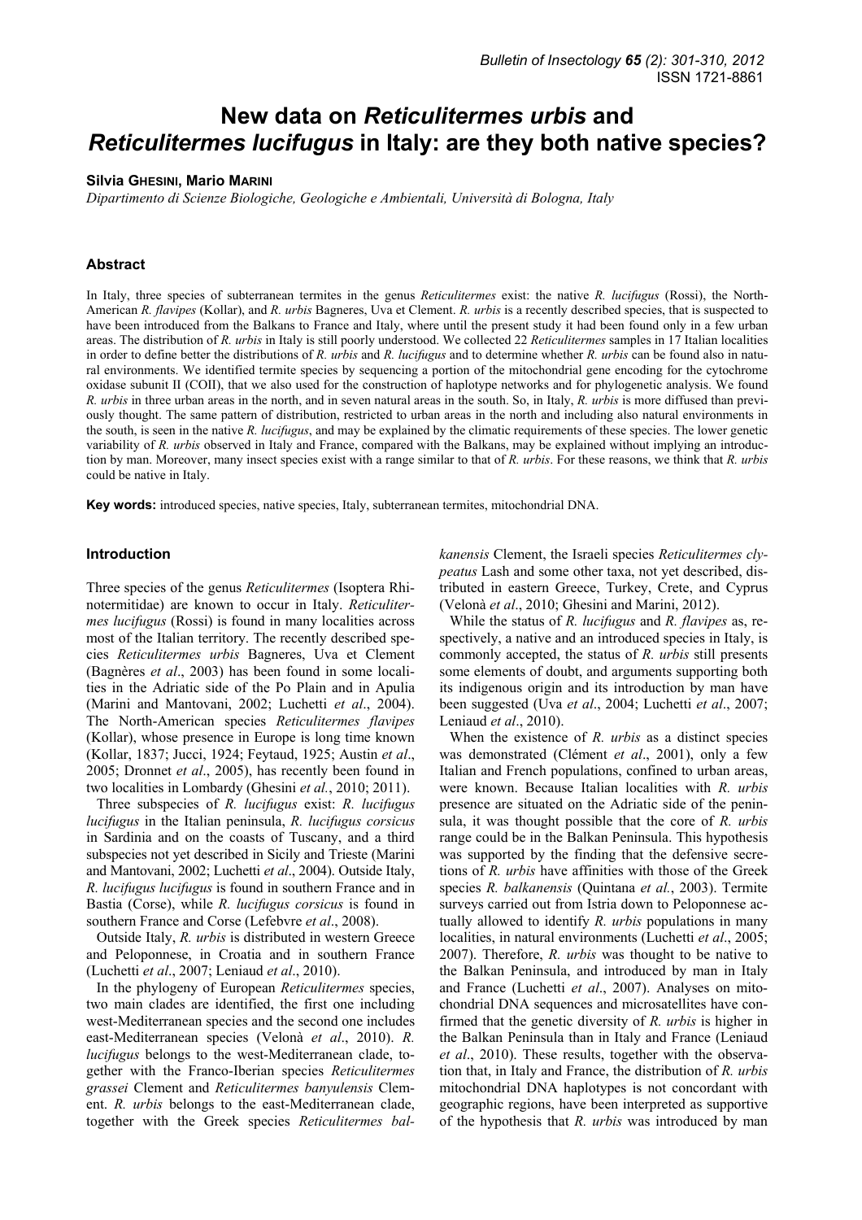# New data on *Reticulitermes urbis* and *Reticulitermes lucifugus* in Italy: are they both native species?

**Silvia Ghesini, Mario Marini**

*Dipartimento di Scienze Biologiche, Geologiche e Ambientali, Università di Bologna, Italy*

## Abstract

In Italy, three species of subterranean termites in the genus *Reticulitermes* exist: the native *R. lucifugus* (Rossi), the North-American *R. flavipes* (Kollar), and *R. urbis* Bagneres, Uva et Clement. *R. urbis* is a recently described species, that is suspected to have been introduced from the Balkans to France and Italy, where until the present study it had been found only in a few urban areas. The distribution of *R. urbis* in Italy is still poorly understood. We collected 22 *Reticulitermes* samples in 17 Italian localities in order to define better the distributions of *R. urbis* and *R. lucifugus* and to determine whether *R. urbis* can be found also in natural environments. We identified termite species by sequencing a portion of the mitochondrial gene encoding for the cytochrome oxidase subunit II (COII), that we also used for the construction of haplotype networks and for phylogenetic analysis. We found *R. urbis* in three urban areas in the north, and in seven natural areas in the south. So, in Italy, *R. urbis* is more diffused than previously thought. The same pattern of distribution, restricted to urban areas in the north and including also natural environments in the south, is seen in the native *R. lucifugus*, and may be explained by the climatic requirements of these species. The lower genetic variability of *R. urbis* observed in Italy and France, compared with the Balkans, may be explained without implying an introduction by man. Moreover, many insect species exist with a range similar to that of *R. urbis*. For these reasons, we think that *R. urbis* could be native in Italy.

**Key words:** introduced species, native species, Italy, subterranean termites, mitochondrial DNA.

## Introduction

Three species of the genus *Reticulitermes* (Isoptera Rhinotermitidae) are known to occur in Italy. *Reticulitermes lucifugus* (Rossi) is found in many localities across most of the Italian territory. The recently described species *Reticulitermes urbis* Bagneres, Uva et Clement (Bagnères *et al*., 2003) has been found in some localities in the Adriatic side of the Po Plain and in Apulia (Marini and Mantovani, 2002; Luchetti *et al*., 2004). The North-American species *Reticulitermes flavipes* (Kollar), whose presence in Europe is long time known (Kollar, 1837; Jucci, 1924; Feytaud, 1925; Austin *et al*., 2005; Dronnet *et al*., 2005), has recently been found in two localities in Lombardy (Ghesini *et al.*, 2010; 2011).

Three subspecies of *R. lucifugus* exist: *R. lucifugus lucifugus* in the Italian peninsula, *R. lucifugus corsicus* in Sardinia and on the coasts of Tuscany, and a third subspecies not yet described in Sicily and Trieste (Marini and Mantovani, 2002; Luchetti *et al*., 2004). Outside Italy, *R. lucifugus lucifugus* is found in southern France and in Bastia (Corse), while *R. lucifugus corsicus* is found in southern France and Corse (Lefebvre *et al*., 2008).

Outside Italy, *R. urbis* is distributed in western Greece and Peloponnese, in Croatia and in southern France (Luchetti *et al*., 2007; Leniaud *et al*., 2010).

In the phylogeny of European *Reticulitermes* species, two main clades are identified, the first one including west-Mediterranean species and the second one includes east-Mediterranean species (Velonà *et al*., 2010). *R. lucifugus* belongs to the west-Mediterranean clade, together with the Franco-Iberian species *Reticulitermes grassei* Clement and *Reticulitermes banyulensis* Clement. *R. urbis* belongs to the east-Mediterranean clade, together with the Greek species *Reticulitermes balkanensis* Clement, the Israeli species *Reticulitermes clypeatus* Lash and some other taxa, not yet described, distributed in eastern Greece, Turkey, Crete, and Cyprus (Velonà *et al*., 2010; Ghesini and Marini, 2012).

While the status of *R. lucifugus* and *R. flavipes* as, respectively, a native and an introduced species in Italy, is commonly accepted, the status of *R. urbis* still presents some elements of doubt, and arguments supporting both its indigenous origin and its introduction by man have been suggested (Uva *et al*., 2004; Luchetti *et al*., 2007; Leniaud *et al*., 2010).

When the existence of *R. urbis* as a distinct species was demonstrated (Clément *et al*., 2001), only a few Italian and French populations, confined to urban areas, were known. Because Italian localities with *R. urbis* presence are situated on the Adriatic side of the peninsula, it was thought possible that the core of *R. urbis* range could be in the Balkan Peninsula. This hypothesis was supported by the finding that the defensive secretions of *R. urbis* have affinities with those of the Greek species *R. balkanensis* (Quintana *et al.*, 2003). Termite surveys carried out from Istria down to Peloponnese actually allowed to identify *R. urbis* populations in many localities, in natural environments (Luchetti *et al*., 2005; 2007). Therefore, *R. urbis* was thought to be native to the Balkan Peninsula, and introduced by man in Italy and France (Luchetti *et al*., 2007). Analyses on mitochondrial DNA sequences and microsatellites have confirmed that the genetic diversity of *R. urbis* is higher in the Balkan Peninsula than in Italy and France (Leniaud *et al*., 2010). These results, together with the observation that, in Italy and France, the distribution of *R. urbis* mitochondrial DNA haplotypes is not concordant with geographic regions, have been interpreted as supportive of the hypothesis that *R. urbis* was introduced by man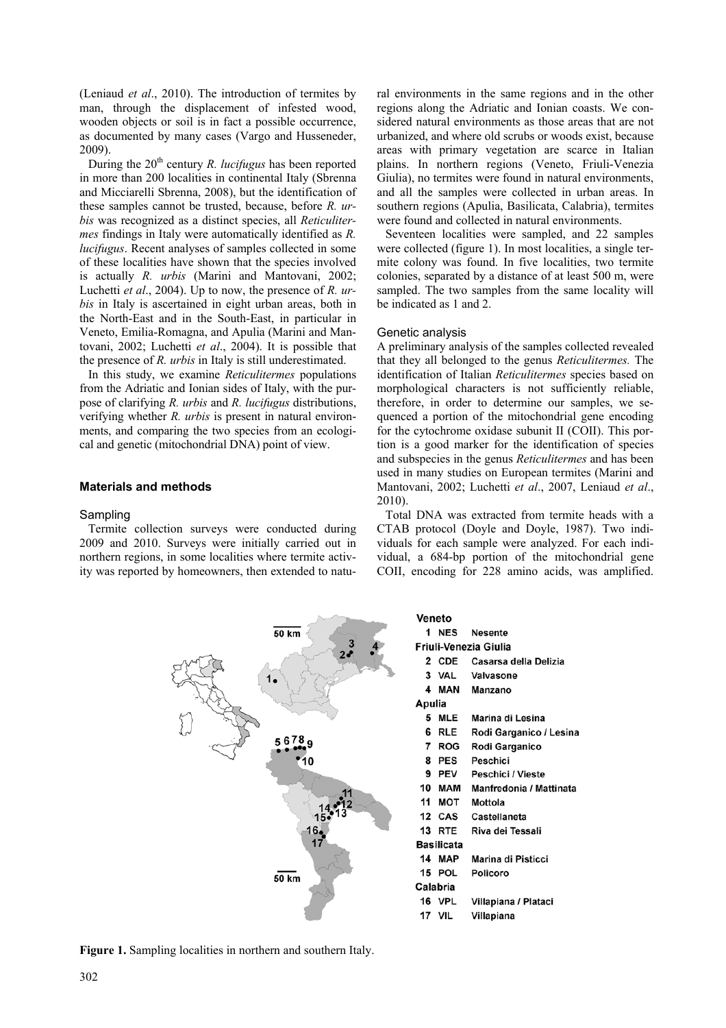(Leniaud *et al*., 2010). The introduction of termites by man, through the displacement of infested wood, wooden objects or soil is in fact a possible occurrence, as documented by many cases (Vargo and Husseneder, 2009).

During the 20th century *R. lucifugus* has been reported in more than 200 localities in continental Italy (Sbrenna and Micciarelli Sbrenna, 2008), but the identification of these samples cannot be trusted, because, before *R. urbis* was recognized as a distinct species, all *Reticulitermes* findings in Italy were automatically identified as *R. lucifugus*. Recent analyses of samples collected in some of these localities have shown that the species involved is actually *R. urbis* (Marini and Mantovani, 2002; Luchetti *et al*., 2004). Up to now, the presence of *R. urbis* in Italy is ascertained in eight urban areas, both in the North-East and in the South-East, in particular in Veneto, Emilia-Romagna, and Apulia (Marini and Mantovani, 2002; Luchetti *et al*., 2004). It is possible that the presence of *R. urbis* in Italy is still underestimated.

In this study, we examine *Reticulitermes* populations from the Adriatic and Ionian sides of Italy, with the purpose of clarifying *R. urbis* and *R. lucifugus* distributions, verifying whether *R. urbis* is present in natural environments, and comparing the two species from an ecological and genetic (mitochondrial DNA) point of view.

## Materials and methods

### Sampling

Termite collection surveys were conducted during 2009 and 2010. Surveys were initially carried out in northern regions, in some localities where termite activity was reported by homeowners, then extended to natural environments in the same regions and in the other regions along the Adriatic and Ionian coasts. We considered natural environments as those areas that are not urbanized, and where old scrubs or woods exist, because areas with primary vegetation are scarce in Italian plains. In northern regions (Veneto, Friuli-Venezia Giulia), no termites were found in natural environments, and all the samples were collected in urban areas. In southern regions (Apulia, Basilicata, Calabria), termites were found and collected in natural environments.

Seventeen localities were sampled, and 22 samples were collected (figure 1). In most localities, a single termite colony was found. In five localities, two termite colonies, separated by a distance of at least 500 m, were sampled. The two samples from the same locality will be indicated as 1 and 2.

### Genetic analysis

A preliminary analysis of the samples collected revealed that they all belonged to the genus *Reticulitermes.* The identification of Italian *Reticulitermes* species based on morphological characters is not sufficiently reliable, therefore, in order to determine our samples, we sequenced a portion of the mitochondrial gene encoding for the cytochrome oxidase subunit II (COII). This portion is a good marker for the identification of species and subspecies in the genus *Reticulitermes* and has been used in many studies on European termites (Marini and Mantovani, 2002; Luchetti *et al*., 2007, Leniaud *et al*., 2010).

Total DNA was extracted from termite heads with a CTAB protocol (Doyle and Doyle, 1987). Two individuals for each sample were analyzed. For each individual, a 684-bp portion of the mitochondrial gene COII, encoding for 228 amino acids, was amplified.

**Veneto**
1 NES Nesente

**Friuli-Venezia Giulia**
2 CDE Casarsa della Delizia
3 VAL Valvasone
4 MAN Manzano

**Apulia**
5 MLE Marina di Lesina
6 RLE Rodi Garganico / Lesina
7 ROG Rodi Garganico
8 PES Peschici
9 PEV Peschici / Vieste
10 MAM Manfredonia / Mattinata
11 MOT Mottola
12 CAS Castellaneta
13 RTE Riva dei Tessali

**Basilicata**
14 MAP Marina di Pisticci
15 POL Policoro

**Calabria**
16 VPL Villapiana / Plataci
17 VIL Villapiana

**Figure 1.** Sampling localities in northern and southern Italy.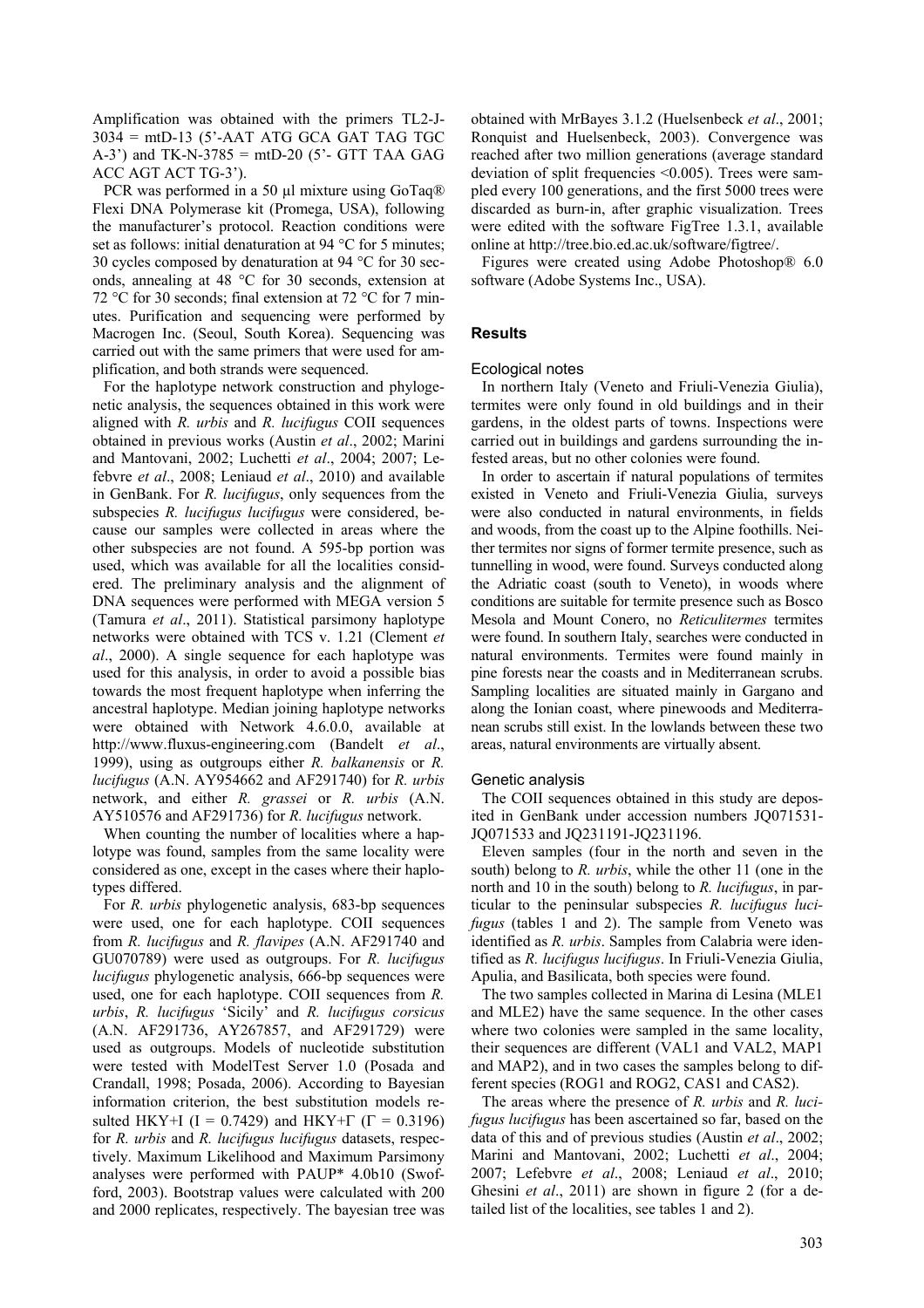Amplification was obtained with the primers TL2-J-3034 = mtD-13 (5'-AAT ATG GCA GAT TAG TGC A-3') and TK-N-3785 = mtD-20 (5'- GTT TAA GAG ACC AGT ACT TG-3').

PCR was performed in a 50 µl mixture using GoTaq® Flexi DNA Polymerase kit (Promega, USA), following the manufacturer's protocol. Reaction conditions were set as follows: initial denaturation at 94 °C for 5 minutes; 30 cycles composed by denaturation at 94 °C for 30 seconds, annealing at 48 °C for 30 seconds, extension at 72 °C for 30 seconds; final extension at 72 °C for 7 minutes. Purification and sequencing were performed by Macrogen Inc. (Seoul, South Korea). Sequencing was carried out with the same primers that were used for amplification, and both strands were sequenced.

For the haplotype network construction and phylogenetic analysis, the sequences obtained in this work were aligned with *R. urbis* and *R. lucifugus* COII sequences obtained in previous works (Austin *et al*., 2002; Marini and Mantovani, 2002; Luchetti *et al*., 2004; 2007; Lefebvre *et al*., 2008; Leniaud *et al*., 2010) and available in GenBank. For *R. lucifugus*, only sequences from the subspecies *R. lucifugus lucifugus* were considered, because our samples were collected in areas where the other subspecies are not found. A 595-bp portion was used, which was available for all the localities considered. The preliminary analysis and the alignment of DNA sequences were performed with MEGA version 5 (Tamura *et al*., 2011). Statistical parsimony haplotype networks were obtained with TCS v. 1.21 (Clement *et al*., 2000). A single sequence for each haplotype was used for this analysis, in order to avoid a possible bias towards the most frequent haplotype when inferring the ancestral haplotype. Median joining haplotype networks were obtained with Network 4.6.0.0, available at http://www.fluxus-engineering.com (Bandelt *et al*., 1999), using as outgroups either *R. balkanensis* or *R. lucifugus* (A.N. AY954662 and AF291740) for *R. urbis* network, and either *R. grassei* or *R. urbis* (A.N. AY510576 and AF291736) for *R. lucifugus* network.

When counting the number of localities where a haplotype was found, samples from the same locality were considered as one, except in the cases where their haplotypes differed.

For *R. urbis* phylogenetic analysis, 683-bp sequences were used, one for each haplotype. COII sequences from *R. lucifugus* and *R. flavipes* (A.N. AF291740 and GU070789) were used as outgroups. For *R. lucifugus lucifugus* phylogenetic analysis, 666-bp sequences were used, one for each haplotype. COII sequences from *R. urbis*, *R. lucifugus* 'Sicily' and *R. lucifugus corsicus* (A.N. AF291736, AY267857, and AF291729) were used as outgroups. Models of nucleotide substitution were tested with ModelTest Server 1.0 (Posada and Crandall, 1998; Posada, 2006). According to Bayesian information criterion, the best substitution models resulted HKY+I (I = 0.7429) and HKY+Γ (Γ = 0.3196) for *R. urbis* and *R. lucifugus lucifugus* datasets, respectively. Maximum Likelihood and Maximum Parsimony analyses were performed with PAUP* 4.0b10 (Swofford, 2003). Bootstrap values were calculated with 200 and 2000 replicates, respectively. The bayesian tree was obtained with MrBayes 3.1.2 (Huelsenbeck *et al*., 2001; Ronquist and Huelsenbeck, 2003). Convergence was reached after two million generations (average standard deviation of split frequencies <0.005). Trees were sampled every 100 generations, and the first 5000 trees were discarded as burn-in, after graphic visualization. Trees were edited with the software FigTree 1.3.1, available online at http://tree.bio.ed.ac.uk/software/figtree/.

Figures were created using Adobe Photoshop® 6.0 software (Adobe Systems Inc., USA).

## Results

### Ecological notes

In northern Italy (Veneto and Friuli-Venezia Giulia), termites were only found in old buildings and in their gardens, in the oldest parts of towns. Inspections were carried out in buildings and gardens surrounding the infested areas, but no other colonies were found.

In order to ascertain if natural populations of termites existed in Veneto and Friuli-Venezia Giulia, surveys were also conducted in natural environments, in fields and woods, from the coast up to the Alpine foothills. Neither termites nor signs of former termite presence, such as tunnelling in wood, were found. Surveys conducted along the Adriatic coast (south to Veneto), in woods where conditions are suitable for termite presence such as Bosco Mesola and Mount Conero, no *Reticulitermes* termites were found. In southern Italy, searches were conducted in natural environments. Termites were found mainly in pine forests near the coasts and in Mediterranean scrubs. Sampling localities are situated mainly in Gargano and along the Ionian coast, where pinewoods and Mediterranean scrubs still exist. In the lowlands between these two areas, natural environments are virtually absent.

### Genetic analysis

The COII sequences obtained in this study are deposited in GenBank under accession numbers JQ071531-JQ071533 and JQ231191-JQ231196.

Eleven samples (four in the north and seven in the south) belong to *R. urbis*, while the other 11 (one in the north and 10 in the south) belong to *R. lucifugus*, in particular to the peninsular subspecies *R. lucifugus lucifugus* (tables 1 and 2). The sample from Veneto was identified as *R. urbis*. Samples from Calabria were identified as *R. lucifugus lucifugus*. In Friuli-Venezia Giulia, Apulia, and Basilicata, both species were found.

The two samples collected in Marina di Lesina (MLE1 and MLE2) have the same sequence. In the other cases where two colonies were sampled in the same locality, their sequences are different (VAL1 and VAL2, MAP1 and MAP2), and in two cases the samples belong to different species (ROG1 and ROG2, CAS1 and CAS2).

The areas where the presence of *R. urbis* and *R. lucifugus lucifugus* has been ascertained so far, based on the data of this and of previous studies (Austin *et al*., 2002; Marini and Mantovani, 2002; Luchetti *et al*., 2004; 2007; Lefebvre *et al*., 2008; Leniaud *et al*., 2010; Ghesini *et al*., 2011) are shown in figure 2 (for a detailed list of the localities, see tables 1 and 2).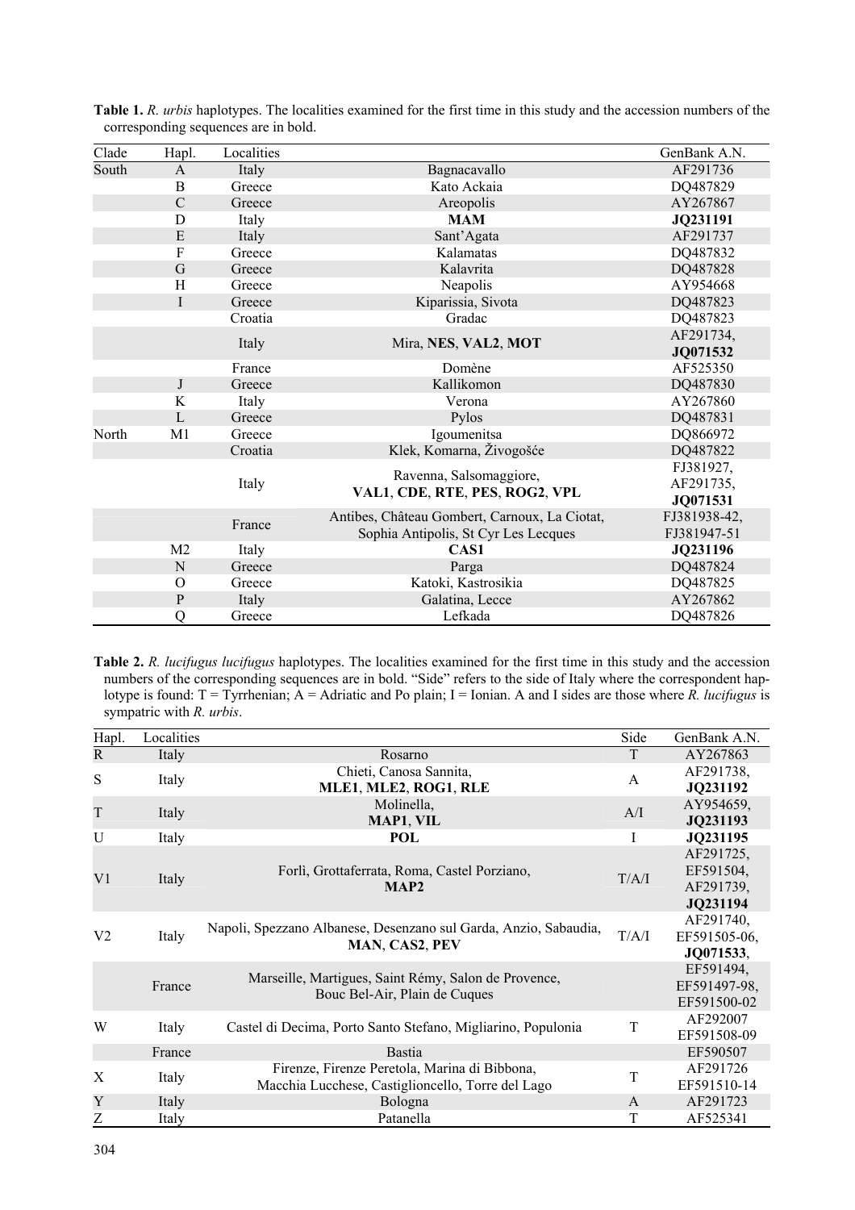**Table 1.** *R. urbis* haplotypes. The localities examined for the first time in this study and the accession numbers of the corresponding sequences are in bold.

| Clade | Hapl. | Localities | | GenBank A.N. |
|---|---|---|---|---|
| South | A | Italy | Bagnacavallo | AF291736 |
| | B | Greece | Kato Ackaia | DQ487829 |
| | C | Greece | Areopolis | AY267867 |
| | D | Italy | **MAM** | **JQ231191** |
| | E | Italy | Sant'Agata | AF291737 |
| | F | Greece | Kalamatas | DQ487832 |
| | G | Greece | Kalavrita | DQ487828 |
| | H | Greece | Neapolis | AY954668 |
| | I | Greece | Kiparissia, Sivota | DQ487823 |
| | | Croatia | Gradac | DQ487823 |
| | | Italy | Mira, **NES**, **VAL2**, **MOT** | AF291734, **JQ071532** |
| | | France | Domène | AF525350 |
| | J | Greece | Kallikomon | DQ487830 |
| | K | Italy | Verona | AY267860 |
| | L | Greece | Pylos | DQ487831 |
| North | M1 | Greece | Igoumenitsa | DQ866972 |
| | | Croatia | Klek, Komarna, Živogošće | DQ487822 |
| | | Italy | Ravenna, Salsomaggiore, **VAL1**, **CDE**, **RTE**, **PES**, **ROG2**, **VPL** | FJ381927, AF291735, **JQ071531** |
| | | France | Antibes, Château Gombert, Carnoux, La Ciotat, Sophia Antipolis, St Cyr Les Lecques | FJ381938-42, FJ381947-51 |
| | M2 | Italy | **CAS1** | **JQ231196** |
| | N | Greece | Parga | DQ487824 |
| | O | Greece | Katoki, Kastrosikia | DQ487825 |
| | P | Italy | Galatina, Lecce | AY267862 |
| | Q | Greece | Lefkada | DQ487826 |

**Table 2.** *R. lucifugus lucifugus* haplotypes. The localities examined for the first time in this study and the accession numbers of the corresponding sequences are in bold. "Side" refers to the side of Italy where the correspondent haplotype is found: T = Tyrrhenian; A = Adriatic and Po plain; I = Ionian. A and I sides are those where *R. lucifugus* is sympatric with *R. urbis*.

| Hapl. | Localities | | Side | GenBank A.N. |
|---|---|---|---|---|
| R | Italy | Rosarno | T | AY267863 |
| S | Italy | Chieti, Canosa Sannita, **MLE1**, **MLE2**, **ROG1**, **RLE** | A | AF291738, **JQ231192** |
| T | Italy | Molinella, **MAP1**, **VIL** | A/I | AY954659, **JQ231193** |
| U | Italy | **POL** | I | **JQ231195** |
| V1 | Italy | Forlì, Grottaferrata, Roma, Castel Porziano, **MAP2** | T/A/I | AF291725, EF591504, AF291739, **JQ231194** |
| V2 | Italy | Napoli, Spezzano Albanese, Desenzano sul Garda, Anzio, Sabaudia, **MAN**, **CAS2**, **PEV** | T/A/I | AF291740, EF591505-06, **JQ071533**, |
| | France | Marseille, Martigues, Saint Rémy, Salon de Provence, Bouc Bel-Air, Plain de Cuques | | EF591494, EF591497-98, EF591500-02 |
| W | Italy | Castel di Decima, Porto Santo Stefano, Migliarino, Populonia | T | AF292007 EF591508-09 |
| | France | Bastia | | EF590507 |
| X | Italy | Firenze, Firenze Peretola, Marina di Bibbona, Macchia Lucchese, Castiglioncello, Torre del Lago | T | AF291726 EF591510-14 |
| Y | Italy | Bologna | A | AF291723 |
| Z | Italy | Patanella | T | AF525341 |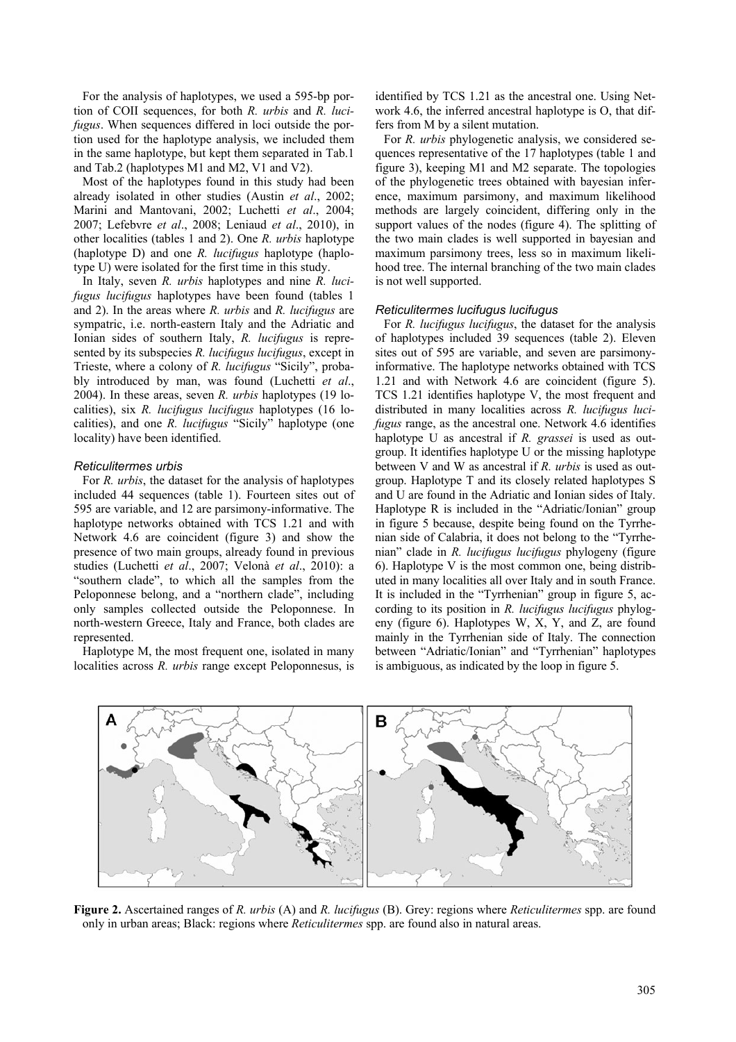For the analysis of haplotypes, we used a 595-bp portion of COII sequences, for both *R. urbis* and *R. lucifugus*. When sequences differed in loci outside the portion used for the haplotype analysis, we included them in the same haplotype, but kept them separated in Tab.1 and Tab.2 (haplotypes M1 and M2, V1 and V2).

Most of the haplotypes found in this study had been already isolated in other studies (Austin *et al*., 2002; Marini and Mantovani, 2002; Luchetti *et al*., 2004; 2007; Lefebvre *et al*., 2008; Leniaud *et al*., 2010), in other localities (tables 1 and 2). One *R. urbis* haplotype (haplotype D) and one *R. lucifugus* haplotype (haplotype U) were isolated for the first time in this study.

In Italy, seven *R. urbis* haplotypes and nine *R. lucifugus lucifugus* haplotypes have been found (tables 1 and 2). In the areas where *R. urbis* and *R. lucifugus* are sympatric, i.e. north-eastern Italy and the Adriatic and Ionian sides of southern Italy, *R. lucifugus* is represented by its subspecies *R. lucifugus lucifugus*, except in Trieste, where a colony of *R. lucifugus* "Sicily", probably introduced by man, was found (Luchetti *et al*., 2004). In these areas, seven *R. urbis* haplotypes (19 localities), six *R. lucifugus lucifugus* haplotypes (16 localities), and one *R. lucifugus* "Sicily" haplotype (one locality) have been identified.

### *Reticulitermes urbis*

For *R. urbis*, the dataset for the analysis of haplotypes included 44 sequences (table 1). Fourteen sites out of 595 are variable, and 12 are parsimony-informative. The haplotype networks obtained with TCS 1.21 and with Network 4.6 are coincident (figure 3) and show the presence of two main groups, already found in previous studies (Luchetti *et al*., 2007; Velonà *et al*., 2010): a "southern clade", to which all the samples from the Peloponnese belong, and a "northern clade", including only samples collected outside the Peloponnese. In north-western Greece, Italy and France, both clades are represented.

Haplotype M, the most frequent one, isolated in many localities across *R. urbis* range except Peloponnesus, is identified by TCS 1.21 as the ancestral one. Using Network 4.6, the inferred ancestral haplotype is O, that differs from M by a silent mutation.

For *R. urbis* phylogenetic analysis, we considered sequences representative of the 17 haplotypes (table 1 and figure 3), keeping M1 and M2 separate. The topologies of the phylogenetic trees obtained with bayesian inference, maximum parsimony, and maximum likelihood methods are largely coincident, differing only in the support values of the nodes (figure 4). The splitting of the two main clades is well supported in bayesian and maximum parsimony trees, less so in maximum likelihood tree. The internal branching of the two main clades is not well supported.

### *Reticulitermes lucifugus lucifugus*

For *R. lucifugus lucifugus*, the dataset for the analysis of haplotypes included 39 sequences (table 2). Eleven sites out of 595 are variable, and seven are parsimony-informative. The haplotype networks obtained with TCS 1.21 and with Network 4.6 are coincident (figure 5). TCS 1.21 identifies haplotype V, the most frequent and distributed in many localities across *R. lucifugus lucifugus* range, as the ancestral one. Network 4.6 identifies haplotype U as ancestral if *R. grassei* is used as outgroup. It identifies haplotype U or the missing haplotype between V and W as ancestral if *R. urbis* is used as outgroup. Haplotype T and its closely related haplotypes S and U are found in the Adriatic and Ionian sides of Italy. Haplotype R is included in the "Adriatic/Ionian" group in figure 5 because, despite being found on the Tyrrhenian side of Calabria, it does not belong to the "Tyrrhenian" clade in *R. lucifugus lucifugus* phylogeny (figure 6). Haplotype V is the most common one, being distributed in many localities all over Italy and in south France. It is included in the "Tyrrhenian" group in figure 5, according to its position in *R. lucifugus lucifugus* phylogeny (figure 6). Haplotypes W, X, Y, and Z, are found mainly in the Tyrrhenian side of Italy. The connection between "Adriatic/Ionian" and "Tyrrhenian" haplotypes is ambiguous, as indicated by the loop in figure 5.

**Figure 2.** Ascertained ranges of *R. urbis* (A) and *R. lucifugus* (B). Grey: regions where *Reticulitermes* spp. are found only in urban areas; Black: regions where *Reticulitermes* spp. are found also in natural areas.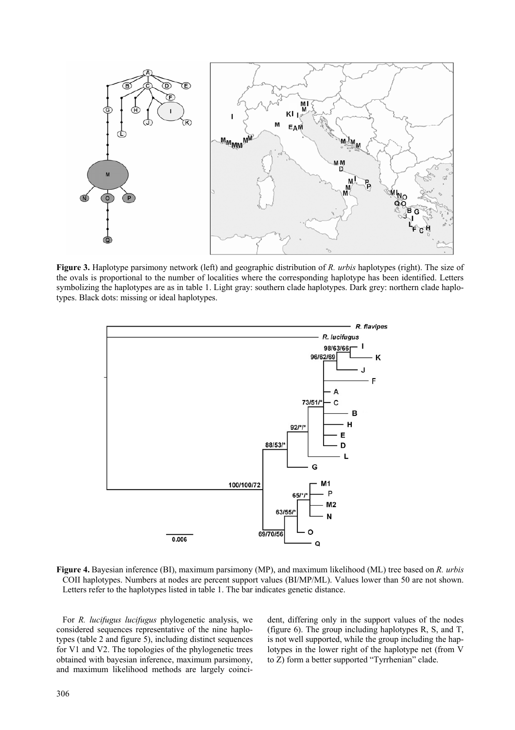**Figure 3.** Haplotype parsimony network (left) and geographic distribution of *R. urbis* haplotypes (right). The size of the ovals is proportional to the number of localities where the corresponding haplotype has been identified. Letters symbolizing the haplotypes are as in table 1. Light gray: southern clade haplotypes. Dark grey: northern clade haplotypes. Black dots: missing or ideal haplotypes.

**Figure 4.** Bayesian inference (BI), maximum parsimony (MP), and maximum likelihood (ML) tree based on *R. urbis* COII haplotypes. Numbers at nodes are percent support values (BI/MP/ML). Values lower than 50 are not shown. Letters refer to the haplotypes listed in table 1. The bar indicates genetic distance.

For *R. lucifugus lucifugus* phylogenetic analysis, we considered sequences representative of the nine haplotypes (table 2 and figure 5), including distinct sequences for V1 and V2. The topologies of the phylogenetic trees obtained with bayesian inference, maximum parsimony, and maximum likelihood methods are largely coincident, differing only in the support values of the nodes (figure 6). The group including haplotypes R, S, and T, is not well supported, while the group including the haplotypes in the lower right of the haplotype net (from V to Z) form a better supported "Tyrrhenian" clade.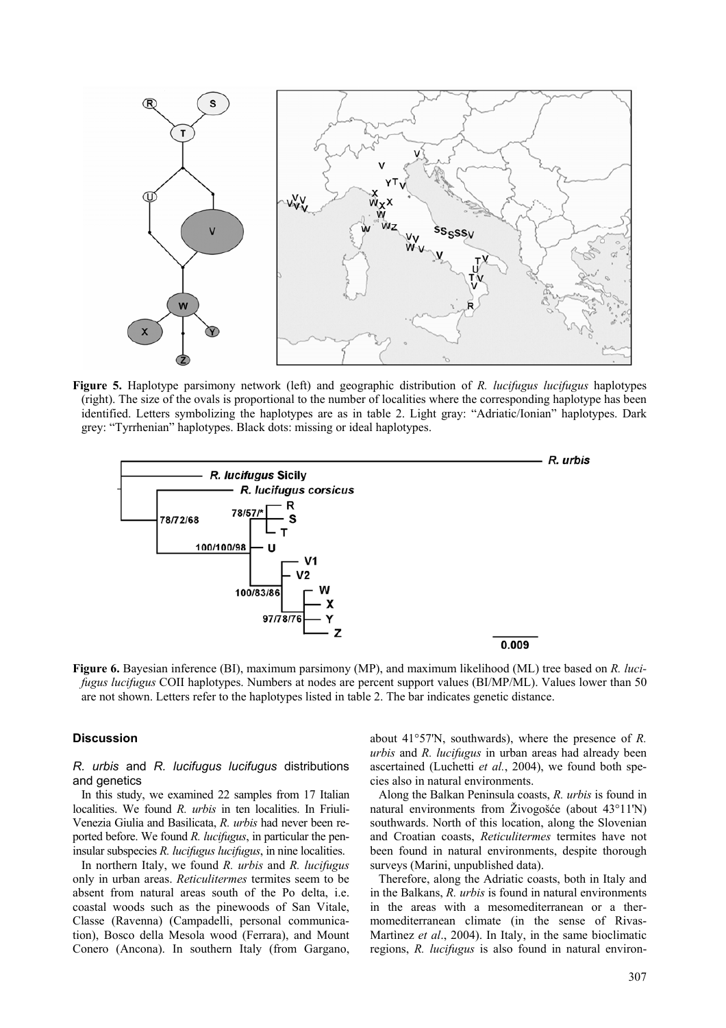**Figure 5.** Haplotype parsimony network (left) and geographic distribution of *R. lucifugus lucifugus* haplotypes (right). The size of the ovals is proportional to the number of localities where the corresponding haplotype has been identified. Letters symbolizing the haplotypes are as in table 2. Light gray: "Adriatic/Ionian" haplotypes. Dark grey: "Tyrrhenian" haplotypes. Black dots: missing or ideal haplotypes.

**Figure 6.** Bayesian inference (BI), maximum parsimony (MP), and maximum likelihood (ML) tree based on *R. lucifugus lucifugus* COII haplotypes. Numbers at nodes are percent support values (BI/MP/ML). Values lower than 50 are not shown. Letters refer to the haplotypes listed in table 2. The bar indicates genetic distance.

## Discussion

### *R. urbis* and *R. lucifugus lucifugus* distributions and genetics

In this study, we examined 22 samples from 17 Italian localities. We found *R. urbis* in ten localities. In Friuli-Venezia Giulia and Basilicata, *R. urbis* had never been reported before. We found *R. lucifugus*, in particular the peninsular subspecies *R. lucifugus lucifugus*, in nine localities.

In northern Italy, we found *R. urbis* and *R. lucifugus* only in urban areas. *Reticulitermes* termites seem to be absent from natural areas south of the Po delta, i.e. coastal woods such as the pinewoods of San Vitale, Classe (Ravenna) (Campadelli, personal communication), Bosco della Mesola wood (Ferrara), and Mount Conero (Ancona). In southern Italy (from Gargano, about 41°57'N, southwards), where the presence of *R. urbis* and *R. lucifugus* in urban areas had already been ascertained (Luchetti *et al.*, 2004), we found both species also in natural environments.

Along the Balkan Peninsula coasts, *R. urbis* is found in natural environments from Živogošće (about 43°11'N) southwards. North of this location, along the Slovenian and Croatian coasts, *Reticulitermes* termites have not been found in natural environments, despite thorough surveys (Marini, unpublished data).

Therefore, along the Adriatic coasts, both in Italy and in the Balkans, *R. urbis* is found in natural environments in the areas with a mesomediterranean or a thermomediterranean climate (in the sense of Rivas-Martinez *et al*., 2004). In Italy, in the same bioclimatic regions, *R. lucifugus* is also found in natural environ-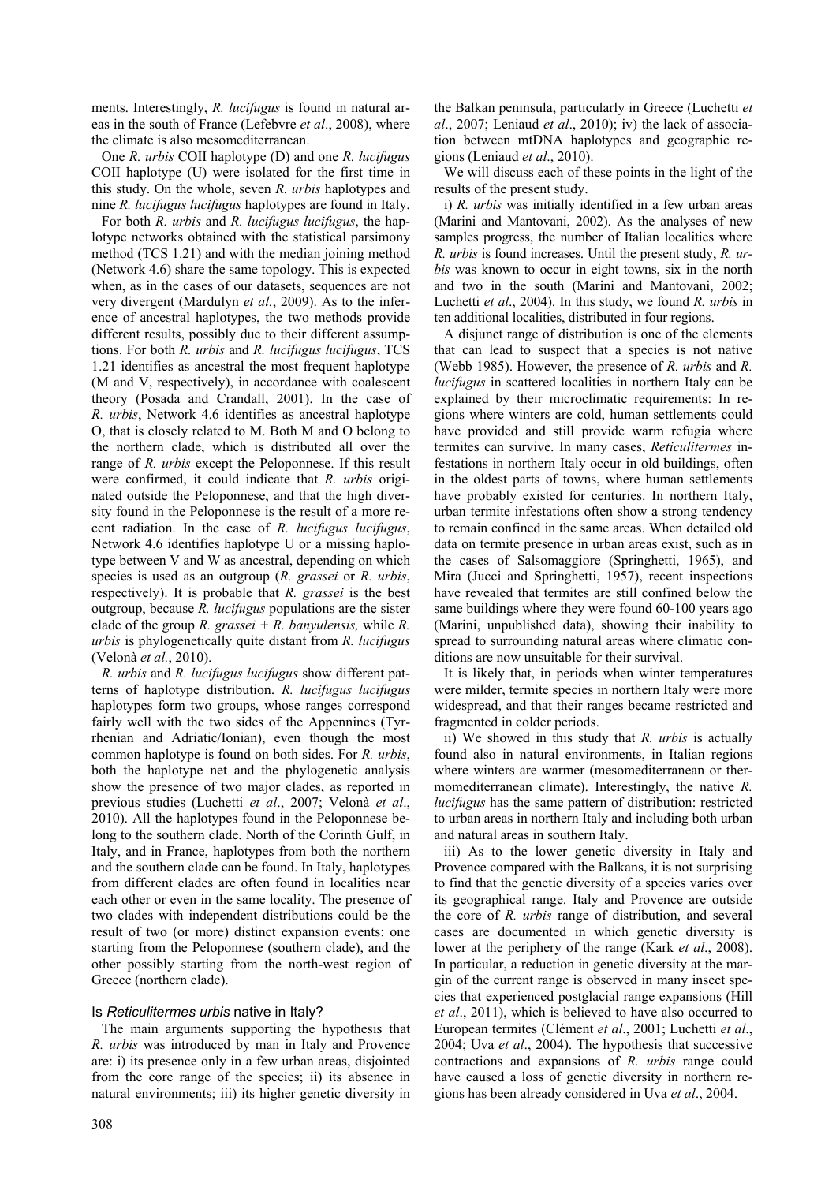ments. Interestingly, *R. lucifugus* is found in natural areas in the south of France (Lefebvre *et al*., 2008), where the climate is also mesomediterranean.

One *R. urbis* COII haplotype (D) and one *R. lucifugus* COII haplotype (U) were isolated for the first time in this study. On the whole, seven *R. urbis* haplotypes and nine *R. lucifugus lucifugus* haplotypes are found in Italy.

For both *R. urbis* and *R. lucifugus lucifugus*, the haplotype networks obtained with the statistical parsimony method (TCS 1.21) and with the median joining method (Network 4.6) share the same topology. This is expected when, as in the cases of our datasets, sequences are not very divergent (Mardulyn *et al.*, 2009). As to the inference of ancestral haplotypes, the two methods provide different results, possibly due to their different assumptions. For both *R. urbis* and *R. lucifugus lucifugus*, TCS 1.21 identifies as ancestral the most frequent haplotype (M and V, respectively), in accordance with coalescent theory (Posada and Crandall, 2001). In the case of *R. urbis*, Network 4.6 identifies as ancestral haplotype O, that is closely related to M. Both M and O belong to the northern clade, which is distributed all over the range of *R. urbis* except the Peloponnese. If this result were confirmed, it could indicate that *R. urbis* originated outside the Peloponnese, and that the high diversity found in the Peloponnese is the result of a more recent radiation. In the case of *R. lucifugus lucifugus*, Network 4.6 identifies haplotype U or a missing haplotype between V and W as ancestral, depending on which species is used as an outgroup (*R. grassei* or *R. urbis*, respectively). It is probable that *R. grassei* is the best outgroup, because *R. lucifugus* populations are the sister clade of the group *R. grassei* + *R. banyulensis,* while *R. urbis* is phylogenetically quite distant from *R. lucifugus* (Velonà *et al.*, 2010).

*R. urbis* and *R. lucifugus lucifugus* show different patterns of haplotype distribution. *R. lucifugus lucifugus* haplotypes form two groups, whose ranges correspond fairly well with the two sides of the Appennines (Tyrrhenian and Adriatic/Ionian), even though the most common haplotype is found on both sides. For *R. urbis*, both the haplotype net and the phylogenetic analysis show the presence of two major clades, as reported in previous studies (Luchetti *et al*., 2007; Velonà *et al*., 2010). All the haplotypes found in the Peloponnese belong to the southern clade. North of the Corinth Gulf, in Italy, and in France, haplotypes from both the northern and the southern clade can be found. In Italy, haplotypes from different clades are often found in localities near each other or even in the same locality. The presence of two clades with independent distributions could be the result of two (or more) distinct expansion events: one starting from the Peloponnese (southern clade), and the other possibly starting from the north-west region of Greece (northern clade).

## Is *Reticulitermes urbis* native in Italy?

The main arguments supporting the hypothesis that *R. urbis* was introduced by man in Italy and Provence are: i) its presence only in a few urban areas, disjointed from the core range of the species; ii) its absence in natural environments; iii) its higher genetic diversity in the Balkan peninsula, particularly in Greece (Luchetti *et al*., 2007; Leniaud *et al*., 2010); iv) the lack of association between mtDNA haplotypes and geographic regions (Leniaud *et al*., 2010).

We will discuss each of these points in the light of the results of the present study.

i) *R. urbis* was initially identified in a few urban areas (Marini and Mantovani, 2002). As the analyses of new samples progress, the number of Italian localities where *R. urbis* is found increases. Until the present study, *R. urbis* was known to occur in eight towns, six in the north and two in the south (Marini and Mantovani, 2002; Luchetti *et al*., 2004). In this study, we found *R. urbis* in ten additional localities, distributed in four regions.

A disjunct range of distribution is one of the elements that can lead to suspect that a species is not native (Webb 1985). However, the presence of *R. urbis* and *R. lucifugus* in scattered localities in northern Italy can be explained by their microclimatic requirements: In regions where winters are cold, human settlements could have provided and still provide warm refugia where termites can survive. In many cases, *Reticulitermes* infestations in northern Italy occur in old buildings, often in the oldest parts of towns, where human settlements have probably existed for centuries. In northern Italy, urban termite infestations often show a strong tendency to remain confined in the same areas. When detailed old data on termite presence in urban areas exist, such as in the cases of Salsomaggiore (Springhetti, 1965), and Mira (Jucci and Springhetti, 1957), recent inspections have revealed that termites are still confined below the same buildings where they were found 60-100 years ago (Marini, unpublished data), showing their inability to spread to surrounding natural areas where climatic conditions are now unsuitable for their survival.

It is likely that, in periods when winter temperatures were milder, termite species in northern Italy were more widespread, and that their ranges became restricted and fragmented in colder periods.

ii) We showed in this study that *R. urbis* is actually found also in natural environments, in Italian regions where winters are warmer (mesomediterranean or thermomediterranean climate). Interestingly, the native *R. lucifugus* has the same pattern of distribution: restricted to urban areas in northern Italy and including both urban and natural areas in southern Italy.

iii) As to the lower genetic diversity in Italy and Provence compared with the Balkans, it is not surprising to find that the genetic diversity of a species varies over its geographical range. Italy and Provence are outside the core of *R. urbis* range of distribution, and several cases are documented in which genetic diversity is lower at the periphery of the range (Kark *et al*., 2008). In particular, a reduction in genetic diversity at the margin of the current range is observed in many insect species that experienced postglacial range expansions (Hill *et al*., 2011), which is believed to have also occurred to European termites (Clément *et al*., 2001; Luchetti *et al*., 2004; Uva *et al*., 2004). The hypothesis that successive contractions and expansions of *R. urbis* range could have caused a loss of genetic diversity in northern regions has been already considered in Uva *et al*., 2004.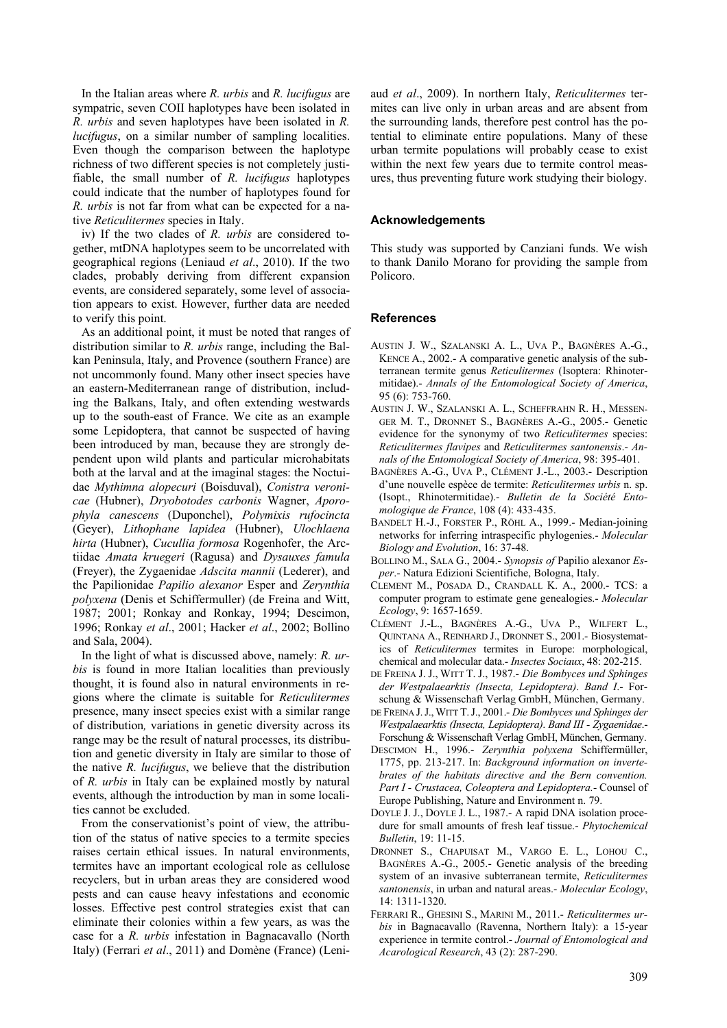In the Italian areas where *R. urbis* and *R. lucifugus* are sympatric, seven COII haplotypes have been isolated in *R. urbis* and seven haplotypes have been isolated in *R. lucifugus*, on a similar number of sampling localities. Even though the comparison between the haplotype richness of two different species is not completely justifiable, the small number of *R. lucifugus* haplotypes could indicate that the number of haplotypes found for *R. urbis* is not far from what can be expected for a native *Reticulitermes* species in Italy.

iv) If the two clades of *R. urbis* are considered together, mtDNA haplotypes seem to be uncorrelated with geographical regions (Leniaud *et al*., 2010). If the two clades, probably deriving from different expansion events, are considered separately, some level of association appears to exist. However, further data are needed to verify this point.

As an additional point, it must be noted that ranges of distribution similar to *R. urbis* range, including the Balkan Peninsula, Italy, and Provence (southern France) are not uncommonly found. Many other insect species have an eastern-Mediterranean range of distribution, including the Balkans, Italy, and often extending westwards up to the south-east of France. We cite as an example some Lepidoptera, that cannot be suspected of having been introduced by man, because they are strongly dependent upon wild plants and particular microhabitats both at the larval and at the imaginal stages: the Noctuidae *Mythimna alopecuri* (Boisduval), *Conistra veronicae* (Hubner), *Dryobotodes carbonis* Wagner, *Aporophyla canescens* (Duponchel), *Polymixis rufocincta* (Geyer), *Lithophane lapidea* (Hubner), *Ulochlaena hirta* (Hubner), *Cucullia formosa* Rogenhofer, the Arctiidae *Amata kruegeri* (Ragusa) and *Dysauxes famula* (Freyer), the Zygaenidae *Adscita mannii* (Lederer), and the Papilionidae *Papilio alexanor* Esper and *Zerynthia polyxena* (Denis et Schiffermuller) (de Freina and Witt, 1987; 2001; Ronkay and Ronkay, 1994; Descimon, 1996; Ronkay *et al*., 2001; Hacker *et al*., 2002; Bollino and Sala, 2004).

In the light of what is discussed above, namely: *R. urbis* is found in more Italian localities than previously thought, it is found also in natural environments in regions where the climate is suitable for *Reticulitermes* presence, many insect species exist with a similar range of distribution, variations in genetic diversity across its range may be the result of natural processes, its distribution and genetic diversity in Italy are similar to those of the native *R. lucifugus*, we believe that the distribution of *R. urbis* in Italy can be explained mostly by natural events, although the introduction by man in some localities cannot be excluded.

From the conservationist's point of view, the attribution of the status of native species to a termite species raises certain ethical issues. In natural environments, termites have an important ecological role as cellulose recyclers, but in urban areas they are considered wood pests and can cause heavy infestations and economic losses. Effective pest control strategies exist that can eliminate their colonies within a few years, as was the case for a *R. urbis* infestation in Bagnacavallo (North Italy) (Ferrari *et al*., 2011) and Domène (France) (Leniaud *et al*., 2009). In northern Italy, *Reticulitermes* termites can live only in urban areas and are absent from the surrounding lands, therefore pest control has the potential to eliminate entire populations. Many of these urban termite populations will probably cease to exist within the next few years due to termite control measures, thus preventing future work studying their biology.

## Acknowledgements

This study was supported by Canziani funds. We wish to thank Danilo Morano for providing the sample from Policoro.

## References

AUSTIN J. W., SZALANSKI A. L., UVA P., BAGNÈRES A.-G., KENCE A., 2002.- A comparative genetic analysis of the subterranean termite genus *Reticulitermes* (Isoptera: Rhinotermitidae).- *Annals of the Entomological Society of America*, 95 (6): 753-760.

AUSTIN J. W., SZALANSKI A. L., SCHEFFRAHN R. H., MESSENGER M. T., DRONNET S., BAGNÈRES A.-G., 2005.- Genetic evidence for the synonymy of two *Reticulitermes* species: *Reticulitermes flavipes* and *Reticulitermes santonensis*.- *Annals of the Entomological Society of America*, 98: 395-401.

BAGNÈRES A.-G., UVA P., CLÉMENT J.-L., 2003.- Description d'une nouvelle espèce de termite: *Reticulitermes urbis* n. sp. (Isopt., Rhinotermitidae).- *Bulletin de la Société Entomologique de France*, 108 (4): 433-435.

BANDELT H.-J., FORSTER P., RÖHL A., 1999.- Median-joining networks for inferring intraspecific phylogenies.- *Molecular Biology and Evolution*, 16: 37-48.

BOLLINO M., SALA G., 2004.- *Synopsis of* Papilio alexanor *Esper*.- Natura Edizioni Scientifiche, Bologna, Italy.

CLEMENT M., POSADA D., CRANDALL K. A., 2000.- TCS: a computer program to estimate gene genealogies.- *Molecular Ecology*, 9: 1657-1659.

CLÉMENT J.-L., BAGNÈRES A.-G., UVA P., WILFERT L., QUINTANA A., REINHARD J., DRONNET S., 2001.- Biosystematics of *Reticulitermes* termites in Europe: morphological, chemical and molecular data.- *Insectes Sociaux*, 48: 202-215.

DE FREINA J. J., WITT T. J., 1987.- *Die Bombyces und Sphinges der Westpalaearktis (Insecta, Lepidoptera). Band I*.- Forschung & Wissenschaft Verlag GmbH, München, Germany.

DE FREINA J. J., WITT T. J., 2001.- *Die Bombyces und Sphinges der Westpalaearktis (Insecta, Lepidoptera). Band III - Zygaenidae*.- Forschung & Wissenschaft Verlag GmbH, München, Germany.

DESCIMON H., 1996.- *Zerynthia polyxena* Schiffermüller, 1775, pp. 213-217. In: *Background information on invertebrates of the habitats directive and the Bern convention. Part I - Crustacea, Coleoptera and Lepidoptera*.- Counsel of Europe Publishing, Nature and Environment n. 79.

DOYLE J. J., DOYLE J. L., 1987.- A rapid DNA isolation procedure for small amounts of fresh leaf tissue.- *Phytochemical Bulletin*, 19: 11-15.

DRONNET S., CHAPUISAT M., VARGO E. L., LOHOU C., BAGNÈRES A.-G., 2005.- Genetic analysis of the breeding system of an invasive subterranean termite, *Reticulitermes santonensis*, in urban and natural areas.- *Molecular Ecology*, 14: 1311-1320.

FERRARI R., GHESINI S., MARINI M., 2011.- *Reticulitermes urbis* in Bagnacavallo (Ravenna, Northern Italy): a 15-year experience in termite control.- *Journal of Entomological and Acarological Research*, 43 (2): 287-290.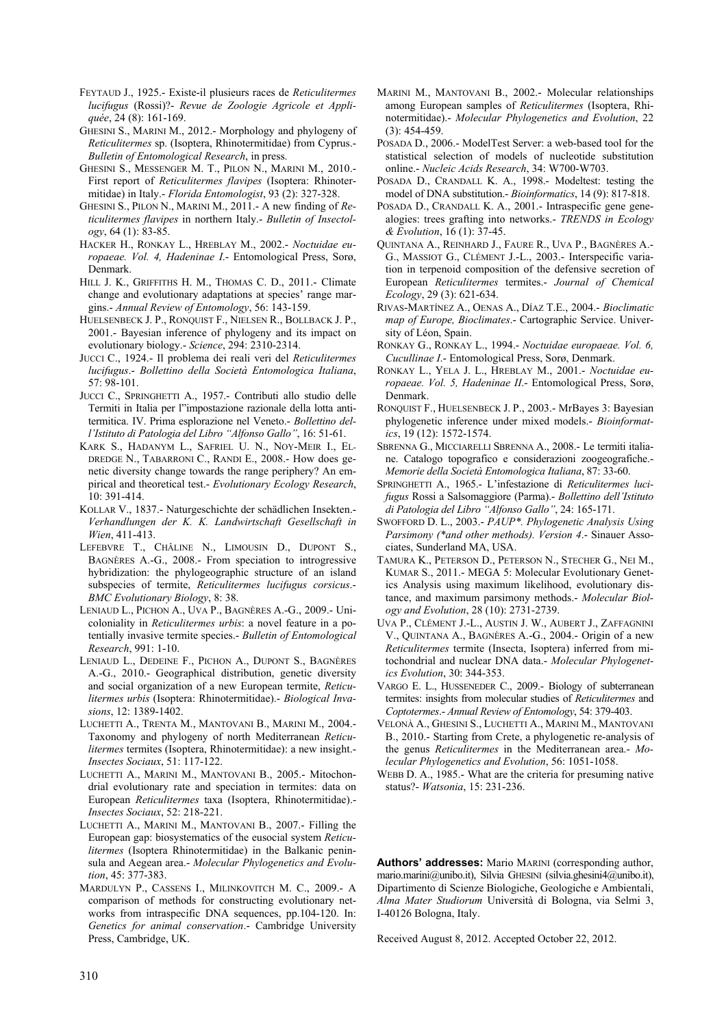FEYTAUD J., 1925.- Existe-il plusieurs races de *Reticulitermes lucifugus* (Rossi)?- *Revue de Zoologie Agricole et Appliquée*, 24 (8): 161-169.

GHESINI S., MARINI M., 2012.- Morphology and phylogeny of *Reticulitermes* sp. (Isoptera, Rhinotermitidae) from Cyprus.- *Bulletin of Entomological Research*, in press.

GHESINI S., MESSENGER M. T., PILON N., MARINI M., 2010.- First report of *Reticulitermes flavipes* (Isoptera: Rhinotermitidae) in Italy.- *Florida Entomologist*, 93 (2): 327-328.

GHESINI S., PILON N., MARINI M., 2011.- A new finding of *Reticulitermes flavipes* in northern Italy.- *Bulletin of Insectology*, 64 (1): 83-85.

HACKER H., RONKAY L., HREBLAY M., 2002.- *Noctuidae europaeae. Vol. 4, Hadeninae I*.- Entomological Press, Sorø, Denmark.

HILL J. K., GRIFFITHS H. M., THOMAS C. D., 2011.- Climate change and evolutionary adaptations at species' range margins.- *Annual Review of Entomology*, 56: 143-159.

HUELSENBECK J. P., RONQUIST F., NIELSEN R., BOLLBACK J. P., 2001.- Bayesian inference of phylogeny and its impact on evolutionary biology.- *Science*, 294: 2310-2314.

JUCCI C., 1924.- Il problema dei reali veri del *Reticulitermes lucifugus*.- *Bollettino della Società Entomologica Italiana*, 57: 98-101.

JUCCI C., SPRINGHETTI A., 1957.- Contributi allo studio delle Termiti in Italia per l'"impostazione razionale della lotta antitermitica. IV. Prima esplorazione nel Veneto.- *Bollettino dell'Istituto di Patologia del Libro "Alfonso Gallo"*, 16: 51-61.

KARK S., HADANYM L., SAFRIEL U. N., NOY-MEIR I., ELDREDGE N., TABARRONI C., RANDI E., 2008.- How does genetic diversity change towards the range periphery? An empirical and theoretical test.- *Evolutionary Ecology Research*, 10: 391-414.

KOLLAR V., 1837.- Naturgeschichte der schädlichen Insekten.- *Verhandlungen der K. K. Landwirtschaft Gesellschaft in Wien*, 411-413.

LEFEBVRE T., CHÂLINE N., LIMOUSIN D., DUPONT S., BAGNÈRES A.-G., 2008.- From speciation to introgressive hybridization: the phylogeographic structure of an island subspecies of termite, *Reticulitermes lucifugus corsicus*.- *BMC Evolutionary Biology*, 8: 38.

LENIAUD L., PICHON A., UVA P., BAGNÈRES A.-G., 2009.- Unicoloniality in *Reticulitermes urbis*: a novel feature in a potentially invasive termite species.- *Bulletin of Entomological Research*, 991: 1-10.

LENIAUD L., DEDEINE F., PICHON A., DUPONT S., BAGNÈRES A.-G., 2010.- Geographical distribution, genetic diversity and social organization of a new European termite, *Reticulitermes urbis* (Isoptera: Rhinotermitidae).- *Biological Invasions*, 12: 1389-1402.

LUCHETTI A., TRENTA M., MANTOVANI B., MARINI M., 2004.- Taxonomy and phylogeny of north Mediterranean *Reticulitermes* termites (Isoptera, Rhinotermitidae): a new insight.- *Insectes Sociaux*, 51: 117-122.

LUCHETTI A., MARINI M., MANTOVANI B., 2005.- Mitochondrial evolutionary rate and speciation in termites: data on European *Reticulitermes* taxa (Isoptera, Rhinotermitidae).- *Insectes Sociaux*, 52: 218-221.

LUCHETTI A., MARINI M., MANTOVANI B., 2007.- Filling the European gap: biosystematics of the eusocial system *Reticulitermes* (Isoptera Rhinotermitidae) in the Balkanic peninsula and Aegean area.- *Molecular Phylogenetics and Evolution*, 45: 377-383.

MARDULYN P., CASSENS I., MILINKOVITCH M. C., 2009.- A comparison of methods for constructing evolutionary networks from intraspecific DNA sequences, pp.104-120. In: *Genetics for animal conservation*.- Cambridge University Press, Cambridge, UK.

MARINI M., MANTOVANI B., 2002.- Molecular relationships among European samples of *Reticulitermes* (Isoptera, Rhinotermitidae).- *Molecular Phylogenetics and Evolution*, 22 (3): 454-459.

POSADA D., 2006.- ModelTest Server: a web-based tool for the statistical selection of models of nucleotide substitution online.- *Nucleic Acids Research*, 34: W700-W703.

POSADA D., CRANDALL K. A., 1998.- Modeltest: testing the model of DNA substitution.- *Bioinformatics*, 14 (9): 817-818.

POSADA D., CRANDALL K. A., 2001.- Intraspecific gene genealogies: trees grafting into networks.- *TRENDS in Ecology & Evolution*, 16 (1): 37-45.

QUINTANA A., REINHARD J., FAURE R., UVA P., BAGNÈRES A.-G., MASSIOT G., CLÉMENT J.-L., 2003.- Interspecific variation in terpenoid composition of the defensive secretion of European *Reticulitermes* termites.- *Journal of Chemical Ecology*, 29 (3): 621-634.

RIVAS-MARTÍNEZ A., OENAS A., DÍAZ T.E., 2004.- *Bioclimatic map of Europe, Bioclimates*.- Cartographic Service. University of Léon, Spain.

RONKAY G., RONKAY L., 1994.- *Noctuidae europaeae. Vol. 6, Cucullinae I*.- Entomological Press, Sorø, Denmark.

RONKAY L., YELA J. L., HREBLAY M., 2001.- *Noctuidae europaeae. Vol. 5, Hadeninae II*.- Entomological Press, Sorø, Denmark.

RONQUIST F., HUELSENBECK J. P., 2003.- MrBayes 3: Bayesian phylogenetic inference under mixed models.- *Bioinformatics*, 19 (12): 1572-1574.

SBRENNA G., MICCIARELLI SBRENNA A., 2008.- Le termiti italiane. Catalogo topografico e considerazioni zoogeografiche.- *Memorie della Società Entomologica Italiana*, 87: 33-60.

SPRINGHETTI A., 1965.- L'infestazione di *Reticulitermes lucifugus* Rossi a Salsomaggiore (Parma).- *Bollettino dell'Istituto di Patologia del Libro "Alfonso Gallo"*, 24: 165-171.

SWOFFORD D. L., 2003.- *PAUP\*. Phylogenetic Analysis Using Parsimony (\*and other methods). Version 4*.- Sinauer Associates, Sunderland MA, USA.

TAMURA K., PETERSON D., PETERSON N., STECHER G., NEI M., KUMAR S., 2011.- MEGA 5: Molecular Evolutionary Genetics Analysis using maximum likelihood, evolutionary distance, and maximum parsimony methods.- *Molecular Biology and Evolution*, 28 (10): 2731-2739.

UVA P., CLÉMENT J.-L., AUSTIN J. W., AUBERT J., ZAFFAGNINI V., QUINTANA A., BAGNÈRES A.-G., 2004.- Origin of a new *Reticulitermes* termite (Insecta, Isoptera) inferred from mitochondrial and nuclear DNA data.- *Molecular Phylogenetics Evolution*, 30: 344-353.

VARGO E. L., HUSSENEDER C., 2009.- Biology of subterranean termites: insights from molecular studies of *Reticulitermes* and *Coptotermes*.- *Annual Review of Entomology*, 54: 379-403.

VELONÀ A., GHESINI S., LUCHETTI A., MARINI M., MANTOVANI B., 2010.- Starting from Crete, a phylogenetic re-analysis of the genus *Reticulitermes* in the Mediterranean area.- *Molecular Phylogenetics and Evolution*, 56: 1051-1058.

WEBB D. A., 1985.- What are the criteria for presuming native status?- *Watsonia*, 15: 231-236.

**Authors' addresses:** Mario MARINI (corresponding author, mario.marini@unibo.it), Silvia GHESINI (silvia.ghesini4@unibo.it), Dipartimento di Scienze Biologiche, Geologiche e Ambientali, *Alma Mater Studiorum* Università di Bologna, via Selmi 3, I-40126 Bologna, Italy.

Received August 8, 2012. Accepted October 22, 2012.